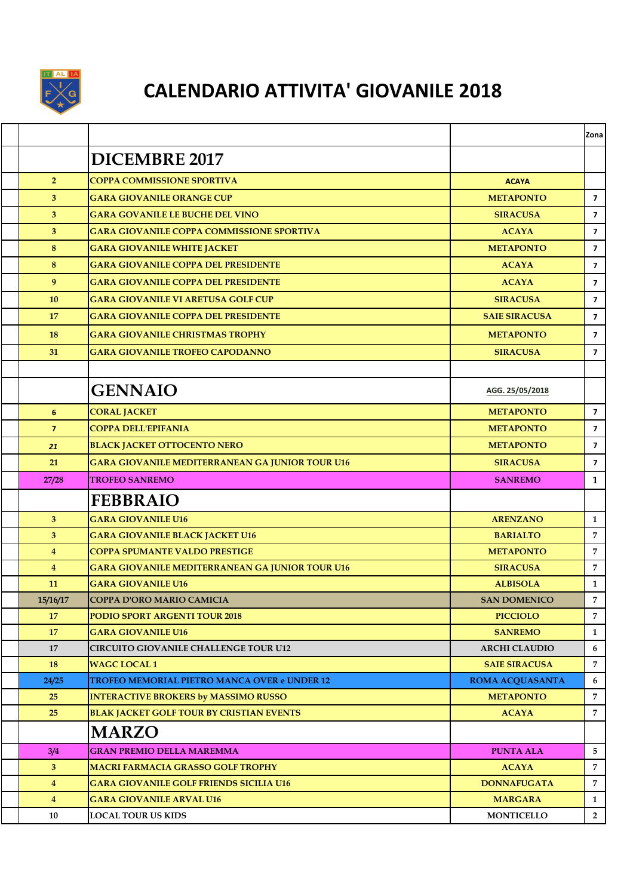# CALENDARIO ATTIVITA' GIOVANILE 2018

| | | | | Zona |
|---|---|---|---|---|
| | | **DICEMBRE 2017** | | |
| | 2 | COPPA COMMISSIONE SPORTIVA | ACAYA | |
| | 3 | GARA GIOVANILE ORANGE CUP | METAPONTO | 7 |
| | 3 | GARA GOVANILE LE BUCHE DEL VINO | SIRACUSA | 7 |
| | 3 | GARA GIOVANILE COPPA COMMISSIONE SPORTIVA | ACAYA | 7 |
| | 8 | GARA GIOVANILE WHITE JACKET | METAPONTO | 7 |
| | 8 | GARA GIOVANILE COPPA DEL PRESIDENTE | ACAYA | 7 |
| | 9 | GARA GIOVANILE COPPA DEL PRESIDENTE | ACAYA | 7 |
| | 10 | GARA GIOVANILE VI ARETUSA GOLF CUP | SIRACUSA | 7 |
| | 17 | GARA GIOVANILE COPPA DEL PRESIDENTE | SAIE SIRACUSA | 7 |
| | 18 | GARA GIOVANILE CHRISTMAS TROPHY | METAPONTO | 7 |
| | 31 | GARA GIOVANILE TROFEO CAPODANNO | SIRACUSA | 7 |
| | | | | |
| | | **GENNAIO** | AGG. 25/05/2018 | |
| | 6 | CORAL JACKET | METAPONTO | 7 |
| | 7 | COPPA DELL'EPIFANIA | METAPONTO | 7 |
| | 21 | BLACK JACKET OTTOCENTO NERO | METAPONTO | 7 |
| | 21 | GARA GIOVANILE MEDITERRANEAN GA JUNIOR TOUR U16 | SIRACUSA | 7 |
| | 27/28 | TROFEO SANREMO | SANREMO | 1 |
| | | **FEBBRAIO** | | |
| | 3 | GARA GIOVANILE U16 | ARENZANO | 1 |
| | 3 | GARA GIOVANILE BLACK JACKET U16 | BARIALTO | 7 |
| | 4 | COPPA SPUMANTE VALDO PRESTIGE | METAPONTO | 7 |
| | 4 | GARA GIOVANILE MEDITERRANEAN GA JUNIOR TOUR U16 | SIRACUSA | 7 |
| | 11 | GARA GIOVANILE U16 | ALBISOLA | 1 |
| | 15/16/17 | COPPA D'ORO MARIO CAMICIA | SAN DOMENICO | 7 |
| | 17 | PODIO SPORT ARGENTI TOUR 2018 | PICCIOLO | 7 |
| | 17 | GARA GIOVANILE U16 | SANREMO | 1 |
| | 17 | CIRCUITO GIOVANILE CHALLENGE TOUR U12 | ARCHI CLAUDIO | 6 |
| | 18 | WAGC LOCAL 1 | SAIE SIRACUSA | 7 |
| | 24/25 | TROFEO MEMORIAL PIETRO MANCA OVER e UNDER 12 | ROMA ACQUASANTA | 6 |
| | 25 | INTERACTIVE BROKERS by MASSIMO RUSSO | METAPONTO | 7 |
| | 25 | BLAK JACKET GOLF TOUR BY CRISTIAN EVENTS | ACAYA | 7 |
| | | **MARZO** | | |
| | 3/4 | GRAN PREMIO DELLA MAREMMA | PUNTA ALA | 5 |
| | 3 | MACRI FARMACIA GRASSO GOLF TROPHY | ACAYA | 7 |
| | 4 | GARA GIOVANILE GOLF FRIENDS SICILIA U16 | DONNAFUGATA | 7 |
| | 4 | GARA GIOVANILE ARVAL U16 | MARGARA | 1 |
| | 10 | LOCAL TOUR US KIDS | MONTICELLO | 2 |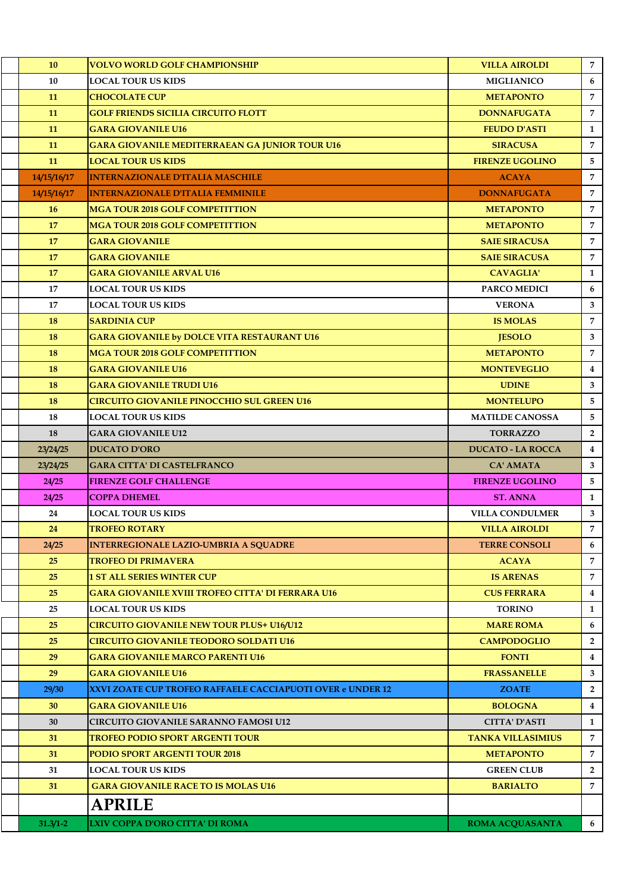| | | | | |
|---|---|---|---|---|
| | 10 | VOLVO WORLD GOLF CHAMPIONSHIP | VILLA AIROLDI | 7 |
| | 10 | LOCAL TOUR US KIDS | MIGLIANICO | 6 |
| | 11 | CHOCOLATE CUP | METAPONTO | 7 |
| | 11 | GOLF FRIENDS SICILIA CIRCUITO FLOTT | DONNAFUGATA | 7 |
| | 11 | GARA GIOVANILE U16 | FEUDO D'ASTI | 1 |
| | 11 | GARA GIOVANILE MEDITERRAEAN GA JUNIOR TOUR U16 | SIRACUSA | 7 |
| | 11 | LOCAL TOUR US KIDS | FIRENZE UGOLINO | 5 |
| | 14/15/16/17 | INTERNAZIONALE D'ITALIA MASCHILE | ACAYA | 7 |
| | 14/15/16/17 | INTERNAZIONALE D'ITALIA FEMMINILE | DONNAFUGATA | 7 |
| | 16 | MGA TOUR 2018 GOLF COMPETITTION | METAPONTO | 7 |
| | 17 | MGA TOUR 2018 GOLF COMPETITTION | METAPONTO | 7 |
| | 17 | GARA GIOVANILE | SAIE SIRACUSA | 7 |
| | 17 | GARA GIOVANILE | SAIE SIRACUSA | 7 |
| | 17 | GARA GIOVANILE ARVAL U16 | CAVAGLIA' | 1 |
| | 17 | LOCAL TOUR US KIDS | PARCO MEDICI | 6 |
| | 17 | LOCAL TOUR US KIDS | VERONA | 3 |
| | 18 | SARDINIA CUP | IS MOLAS | 7 |
| | 18 | GARA GIOVANILE by DOLCE VITA RESTAURANT U16 | JESOLO | 3 |
| | 18 | MGA TOUR 2018 GOLF COMPETITTION | METAPONTO | 7 |
| | 18 | GARA GIOVANILE U16 | MONTEVEGLIO | 4 |
| | 18 | GARA GIOVANILE TRUDI U16 | UDINE | 3 |
| | 18 | CIRCUITO GIOVANILE PINOCCHIO SUL GREEN U16 | MONTELUPO | 5 |
| | 18 | LOCAL TOUR US KIDS | MATILDE CANOSSA | 5 |
| | 18 | GARA GIOVANILE U12 | TORRAZZO | 2 |
| | 23/24/25 | DUCATO D'ORO | DUCATO - LA ROCCA | 4 |
| | 23/24/25 | GARA CITTA' DI CASTELFRANCO | CA' AMATA | 3 |
| | 24/25 | FIRENZE GOLF CHALLENGE | FIRENZE UGOLINO | 5 |
| | 24/25 | COPPA DHEMEL | ST. ANNA | 1 |
| | 24 | LOCAL TOUR US KIDS | VILLA CONDULMER | 3 |
| | 24 | TROFEO ROTARY | VILLA AIROLDI | 7 |
| | 24/25 | INTERREGIONALE LAZIO-UMBRIA A SQUADRE | TERRE CONSOLI | 6 |
| | 25 | TROFEO DI PRIMAVERA | ACAYA | 7 |
| | 25 | 1 ST ALL SERIES WINTER CUP | IS ARENAS | 7 |
| | 25 | GARA GIOVANILE XVIII TROFEO CITTA' DI FERRARA U16 | CUS FERRARA | 4 |
| | 25 | LOCAL TOUR US KIDS | TORINO | 1 |
| | 25 | CIRCUITO GIOVANILE NEW TOUR PLUS+ U16/U12 | MARE ROMA | 6 |
| | 25 | CIRCUITO GIOVANILE TEODORO SOLDATI U16 | CAMPODOGLIO | 2 |
| | 29 | GARA GIOVANILE MARCO PARENTI U16 | FONTI | 4 |
| | 29 | GARA GIOVANILE U16 | FRASSANELLE | 3 |
| | 29/30 | XXVI ZOATE CUP TROFEO RAFFAELE CACCIAPUOTI OVER e UNDER 12 | ZOATE | 2 |
| | 30 | GARA GIOVANILE U16 | BOLOGNA | 4 |
| | 30 | CIRCUITO GIOVANILE SARANNO FAMOSI U12 | CITTA' D'ASTI | 1 |
| | 31 | TROFEO PODIO SPORT ARGENTI TOUR | TANKA VILLASIMIUS | 7 |
| | 31 | PODIO SPORT ARGENTI TOUR 2018 | METAPONTO | 7 |
| | 31 | LOCAL TOUR US KIDS | GREEN CLUB | 2 |
| | 31 | GARA GIOVANILE RACE TO IS MOLAS U16 | BARIALTO | 7 |
| | | **APRILE** | | |
| | 31.3/1-2 | LXIV COPPA D'ORO CITTA' DI ROMA | ROMA ACQUASANTA | 6 |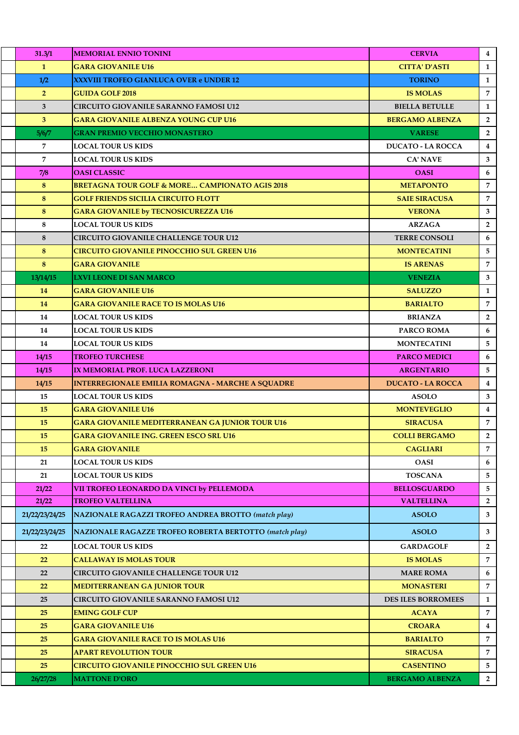| | | | | |
|---|---|---|---|---|
| | 31.3/1 | MEMORIAL ENNIO TONINI | CERVIA | 4 |
| | 1 | GARA GIOVANILE U16 | CITTA' D'ASTI | 1 |
| | 1/2 | XXXVIII TROFEO GIANLUCA OVER e UNDER 12 | TORINO | 1 |
| | 2 | GUIDA GOLF 2018 | IS MOLAS | 7 |
| | 3 | CIRCUITO GIOVANILE SARANNO FAMOSI U12 | BIELLA BETULLE | 1 |
| | 3 | GARA GIOVANILE ALBENZA YOUNG CUP U16 | BERGAMO ALBENZA | 2 |
| | 5/6/7 | GRAN PREMIO VECCHIO MONASTERO | VARESE | 2 |
| | 7 | LOCAL TOUR US KIDS | DUCATO - LA ROCCA | 4 |
| | 7 | LOCAL TOUR US KIDS | CA' NAVE | 3 |
| | 7/8 | OASI CLASSIC | OASI | 6 |
| | 8 | BRETAGNA TOUR GOLF & MORE... CAMPIONATO AGIS 2018 | METAPONTO | 7 |
| | 8 | GOLF FRIENDS SICILIA CIRCUITO FLOTT | SAIE SIRACUSA | 7 |
| | 8 | GARA GIOVANILE by TECNOSICUREZZA U16 | VERONA | 3 |
| | 8 | LOCAL TOUR US KIDS | ARZAGA | 2 |
| | 8 | CIRCUITO GIOVANILE CHALLENGE TOUR U12 | TERRE CONSOLI | 6 |
| | 8 | CIRCUITO GIOVANILE PINOCCHIO SUL GREEN U16 | MONTECATINI | 5 |
| | 8 | GARA GIOVANILE | IS ARENAS | 7 |
| | 13/14/15 | LXVI LEONE DI SAN MARCO | VENEZIA | 3 |
| | 14 | GARA GIOVANILE U16 | SALUZZO | 1 |
| | 14 | GARA GIOVANILE RACE TO IS MOLAS U16 | BARIALTO | 7 |
| | 14 | LOCAL TOUR US KIDS | BRIANZA | 2 |
| | 14 | LOCAL TOUR US KIDS | PARCO ROMA | 6 |
| | 14 | LOCAL TOUR US KIDS | MONTECATINI | 5 |
| | 14/15 | TROFEO TURCHESE | PARCO MEDICI | 6 |
| | 14/15 | IX MEMORIAL PROF. LUCA LAZZERONI | ARGENTARIO | 5 |
| | 14/15 | INTERREGIONALE EMILIA ROMAGNA - MARCHE A SQUADRE | DUCATO - LA ROCCA | 4 |
| | 15 | LOCAL TOUR US KIDS | ASOLO | 3 |
| | 15 | GARA GIOVANILE U16 | MONTEVEGLIO | 4 |
| | 15 | GARA GIOVANILE MEDITERRANEAN GA JUNIOR TOUR U16 | SIRACUSA | 7 |
| | 15 | GARA GIOVANILE ING. GREEN ESCO SRL U16 | COLLI BERGAMO | 2 |
| | 15 | GARA GIOVANILE | CAGLIARI | 7 |
| | 21 | LOCAL TOUR US KIDS | OASI | 6 |
| | 21 | LOCAL TOUR US KIDS | TOSCANA | 5 |
| | 21/22 | VII TROFEO LEONARDO DA VINCI by PELLEMODA | BELLOSGUARDO | 5 |
| | 21/22 | TROFEO VALTELLINA | VALTELLINA | 2 |
| | 21/22/23/24/25 | NAZIONALE RAGAZZI TROFEO ANDREA BROTTO *(match play)* | ASOLO | 3 |
| | 21/22/23/24/25 | NAZIONALE RAGAZZE TROFEO ROBERTA BERTOTTO *(match play)* | ASOLO | 3 |
| | 22 | LOCAL TOUR US KIDS | GARDAGOLF | 2 |
| | 22 | CALLAWAY IS MOLAS TOUR | IS MOLAS | 7 |
| | 22 | CIRCUITO GIOVANILE CHALLENGE TOUR U12 | MARE ROMA | 6 |
| | 22 | MEDITERRANEAN GA JUNIOR TOUR | MONASTERI | 7 |
| | 25 | CIRCUITO GIOVANILE SARANNO FAMOSI U12 | DES ILES BORROMEES | 1 |
| | 25 | EMING GOLF CUP | ACAYA | 7 |
| | 25 | GARA GIOVANILE U16 | CROARA | 4 |
| | 25 | GARA GIOVANILE RACE TO IS MOLAS U16 | BARIALTO | 7 |
| | 25 | APART REVOLUTION TOUR | SIRACUSA | 7 |
| | 25 | CIRCUITO GIOVANILE PINOCCHIO SUL GREEN U16 | CASENTINO | 5 |
| | 26/27/28 | MATTONE D'ORO | BERGAMO ALBENZA | 2 |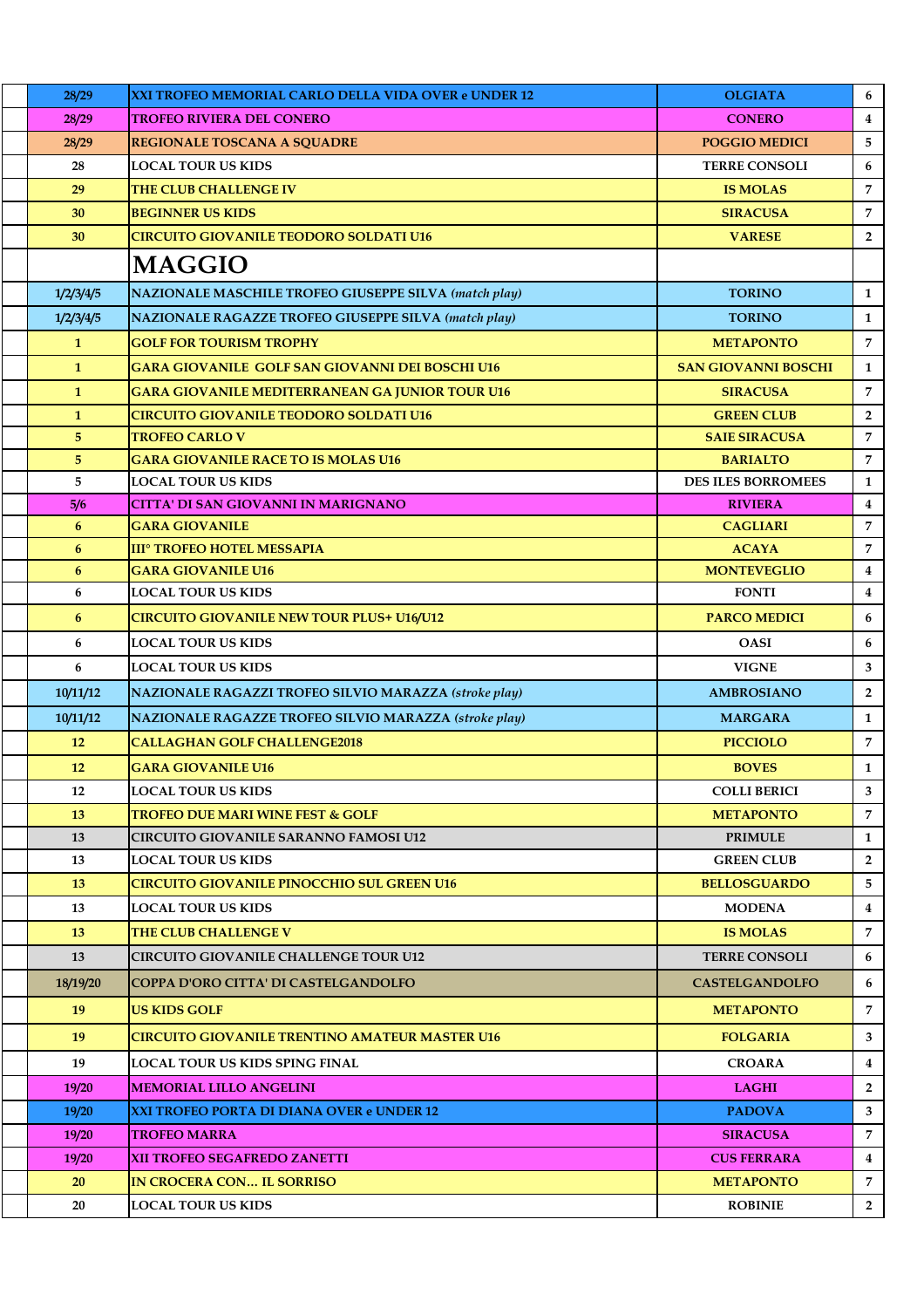| | | | | |
|---|---|---|---|---|
| | 28/29 | XXI TROFEO MEMORIAL CARLO DELLA VIDA OVER e UNDER 12 | OLGIATA | 6 |
| | 28/29 | TROFEO RIVIERA DEL CONERO | CONERO | 4 |
| | 28/29 | REGIONALE TOSCANA A SQUADRE | POGGIO MEDICI | 5 |
| | 28 | LOCAL TOUR US KIDS | TERRE CONSOLI | 6 |
| | 29 | THE CLUB CHALLENGE IV | IS MOLAS | 7 |
| | 30 | BEGINNER US KIDS | SIRACUSA | 7 |
| | 30 | CIRCUITO GIOVANILE TEODORO SOLDATI U16 | VARESE | 2 |
| | | **MAGGIO** | | |
| | 1/2/3/4/5 | NAZIONALE MASCHILE TROFEO GIUSEPPE SILVA *(match play)* | TORINO | 1 |
| | 1/2/3/4/5 | NAZIONALE RAGAZZE TROFEO GIUSEPPE SILVA *(match play)* | TORINO | 1 |
| | 1 | GOLF FOR TOURISM TROPHY | METAPONTO | 7 |
| | 1 | GARA GIOVANILE GOLF SAN GIOVANNI DEI BOSCHI U16 | SAN GIOVANNI BOSCHI | 1 |
| | 1 | GARA GIOVANILE MEDITERRANEAN GA JUNIOR TOUR U16 | SIRACUSA | 7 |
| | 1 | CIRCUITO GIOVANILE TEODORO SOLDATI U16 | GREEN CLUB | 2 |
| | 5 | TROFEO CARLO V | SAIE SIRACUSA | 7 |
| | 5 | GARA GIOVANILE RACE TO IS MOLAS U16 | BARIALTO | 7 |
| | 5 | LOCAL TOUR US KIDS | DES ILES BORROMEES | 1 |
| | 5/6 | CITTA' DI SAN GIOVANNI IN MARIGNANO | RIVIERA | 4 |
| | 6 | GARA GIOVANILE | CAGLIARI | 7 |
| | 6 | III° TROFEO HOTEL MESSAPIA | ACAYA | 7 |
| | 6 | GARA GIOVANILE U16 | MONTEVEGLIO | 4 |
| | 6 | LOCAL TOUR US KIDS | FONTI | 4 |
| | 6 | CIRCUITO GIOVANILE NEW TOUR PLUS+ U16/U12 | PARCO MEDICI | 6 |
| | 6 | LOCAL TOUR US KIDS | OASI | 6 |
| | 6 | LOCAL TOUR US KIDS | VIGNE | 3 |
| | 10/11/12 | NAZIONALE RAGAZZI TROFEO SILVIO MARAZZA *(stroke play)* | AMBROSIANO | 2 |
| | 10/11/12 | NAZIONALE RAGAZZE TROFEO SILVIO MARAZZA *(stroke play)* | MARGARA | 1 |
| | 12 | CALLAGHAN GOLF CHALLENGE2018 | PICCIOLO | 7 |
| | 12 | GARA GIOVANILE U16 | BOVES | 1 |
| | 12 | LOCAL TOUR US KIDS | COLLI BERICI | 3 |
| | 13 | TROFEO DUE MARI WINE FEST & GOLF | METAPONTO | 7 |
| | 13 | CIRCUITO GIOVANILE SARANNO FAMOSI U12 | PRIMULE | 1 |
| | 13 | LOCAL TOUR US KIDS | GREEN CLUB | 2 |
| | 13 | CIRCUITO GIOVANILE PINOCCHIO SUL GREEN U16 | BELLOSGUARDO | 5 |
| | 13 | LOCAL TOUR US KIDS | MODENA | 4 |
| | 13 | THE CLUB CHALLENGE V | IS MOLAS | 7 |
| | 13 | CIRCUITO GIOVANILE CHALLENGE TOUR U12 | TERRE CONSOLI | 6 |
| | 18/19/20 | COPPA D'ORO CITTA' DI CASTELGANDOLFO | CASTELGANDOLFO | 6 |
| | 19 | US KIDS GOLF | METAPONTO | 7 |
| | 19 | CIRCUITO GIOVANILE TRENTINO AMATEUR MASTER U16 | FOLGARIA | 3 |
| | 19 | LOCAL TOUR US KIDS SPING FINAL | CROARA | 4 |
| | 19/20 | MEMORIAL LILLO ANGELINI | LAGHI | 2 |
| | 19/20 | XXI TROFEO PORTA DI DIANA OVER e UNDER 12 | PADOVA | 3 |
| | 19/20 | TROFEO MARRA | SIRACUSA | 7 |
| | 19/20 | XII TROFEO SEGAFREDO ZANETTI | CUS FERRARA | 4 |
| | 20 | IN CROCERA CON... IL SORRISO | METAPONTO | 7 |
| | 20 | LOCAL TOUR US KIDS | ROBINIE | 2 |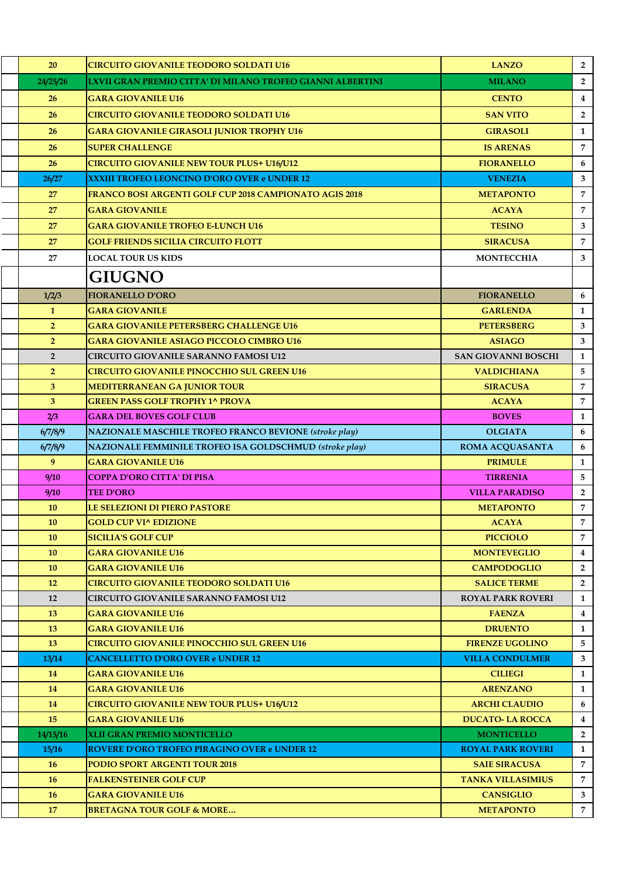| | | | | |
|---|---|---|---|---|
| | 20 | CIRCUITO GIOVANILE TEODORO SOLDATI U16 | LANZO | 2 |
| | 24/25/26 | LXVII GRAN PREMIO CITTA' DI MILANO TROFEO GIANNI ALBERTINI | MILANO | 2 |
| | 26 | GARA GIOVANILE U16 | CENTO | 4 |
| | 26 | CIRCUITO GIOVANILE TEODORO SOLDATI U16 | SAN VITO | 2 |
| | 26 | GARA GIOVANILE GIRASOLI JUNIOR TROPHY U16 | GIRASOLI | 1 |
| | 26 | SUPER CHALLENGE | IS ARENAS | 7 |
| | 26 | CIRCUITO GIOVANILE NEW TOUR PLUS+ U16/U12 | FIORANELLO | 6 |
| | 26/27 | XXXIII TROFEO LEONCINO D'ORO OVER e UNDER 12 | VENEZIA | 3 |
| | 27 | FRANCO BOSI ARGENTI GOLF CUP 2018 CAMPIONATO AGIS 2018 | METAPONTO | 7 |
| | 27 | GARA GIOVANILE | ACAYA | 7 |
| | 27 | GARA GIOVANILE TROFEO E-LUNCH U16 | TESINO | 3 |
| | 27 | GOLF FRIENDS SICILIA CIRCUITO FLOTT | SIRACUSA | 7 |
| | 27 | LOCAL TOUR US KIDS | MONTECCHIA | 3 |
| | | **GIUGNO** | | |
| | 1/2/3 | FIORANELLO D'ORO | FIORANELLO | 6 |
| | 1 | GARA GIOVANILE | GARLENDA | 1 |
| | 2 | GARA GIOVANILE PETERSBERG CHALLENGE U16 | PETERSBERG | 3 |
| | 2 | GARA GIOVANILE ASIAGO PICCOLO CIMBRO U16 | ASIAGO | 3 |
| | 2 | CIRCUITO GIOVANILE SARANNO FAMOSI U12 | SAN GIOVANNI BOSCHI | 1 |
| | 2 | CIRCUITO GIOVANILE PINOCCHIO SUL GREEN U16 | VALDICHIANA | 5 |
| | 3 | MEDITERRANEAN GA JUNIOR TOUR | SIRACUSA | 7 |
| | 3 | GREEN PASS GOLF TROPHY 1^ PROVA | ACAYA | 7 |
| | 2/3 | GARA DEL BOVES GOLF CLUB | BOVES | 1 |
| | 6/7/8/9 | NAZIONALE MASCHILE TROFEO FRANCO BEVIONE *(stroke play)* | OLGIATA | 6 |
| | 6/7/8/9 | NAZIONALE FEMMINILE TROFEO ISA GOLDSCHMUD *(stroke play)* | ROMA ACQUASANTA | 6 |
| | 9 | GARA GIOVANILE U16 | PRIMULE | 1 |
| | 9/10 | COPPA D'ORO CITTA' DI PISA | TIRRENIA | 5 |
| | 9/10 | TEE D'ORO | VILLA PARADISO | 2 |
| | 10 | LE SELEZIONI DI PIERO PASTORE | METAPONTO | 7 |
| | 10 | GOLD CUP VI^ EDIZIONE | ACAYA | 7 |
| | 10 | SICILIA'S GOLF CUP | PICCIOLO | 7 |
| | 10 | GARA GIOVANILE U16 | MONTEVEGLIO | 4 |
| | 10 | GARA GIOVANILE U16 | CAMPODOGLIO | 2 |
| | 12 | CIRCUITO GIOVANILE TEODORO SOLDATI U16 | SALICE TERME | 2 |
| | 12 | CIRCUITO GIOVANILE SARANNO FAMOSI U12 | ROYAL PARK ROVERI | 1 |
| | 13 | GARA GIOVANILE U16 | FAENZA | 4 |
| | 13 | GARA GIOVANILE U16 | DRUENTO | 1 |
| | 13 | CIRCUITO GIOVANILE PINOCCHIO SUL GREEN U16 | FIRENZE UGOLINO | 5 |
| | 13/14 | CANCELLETTO D'ORO OVER e UNDER 12 | VILLA CONDULMER | 3 |
| | 14 | GARA GIOVANILE U16 | CILIEGI | 1 |
| | 14 | GARA GIOVANILE U16 | ARENZANO | 1 |
| | 14 | CIRCUITO GIOVANILE NEW TOUR PLUS+ U16/U12 | ARCHI CLAUDIO | 6 |
| | 15 | GARA GIOVANILE U16 | DUCATO- LA ROCCA | 4 |
| | 14/15/16 | XLII GRAN PREMIO MONTICELLO | MONTICELLO | 2 |
| | 15/16 | ROVERE D'ORO TROFEO PIRAGINO OVER e UNDER 12 | ROYAL PARK ROVERI | 1 |
| | 16 | PODIO SPORT ARGENTI TOUR 2018 | SAIE SIRACUSA | 7 |
| | 16 | FALKENSTEINER GOLF CUP | TANKA VILLASIMIUS | 7 |
| | 16 | GARA GIOVANILE U16 | CANSIGLIO | 3 |
| | 17 | BRETAGNA TOUR GOLF & MORE… | METAPONTO | 7 |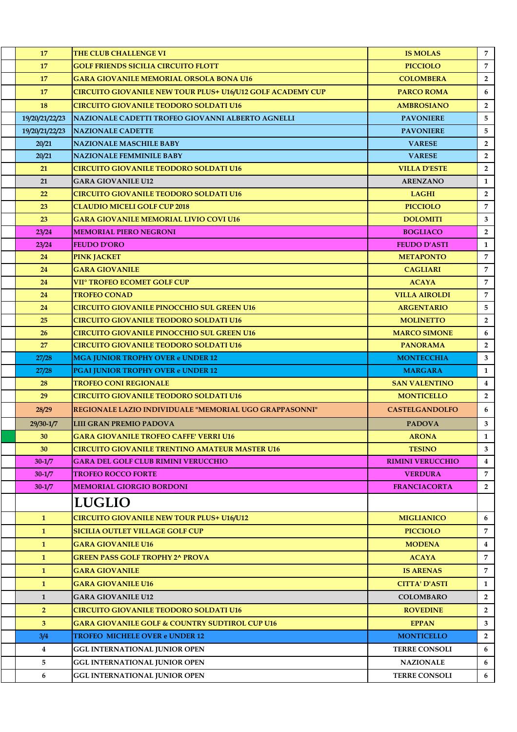| | | | | |
|---|---|---|---|---|
| | 17 | THE CLUB CHALLENGE VI | IS MOLAS | 7 |
| | 17 | GOLF FRIENDS SICILIA CIRCUITO FLOTT | PICCIOLO | 7 |
| | 17 | GARA GIOVANILE MEMORIAL ORSOLA BONA U16 | COLOMBERA | 2 |
| | 17 | CIRCUITO GIOVANILE NEW TOUR PLUS+ U16/U12 GOLF ACADEMY CUP | PARCO ROMA | 6 |
| | 18 | CIRCUITO GIOVANILE TEODORO SOLDATI U16 | AMBROSIANO | 2 |
| | 19/20/21/22/23 | NAZIONALE CADETTI TROFEO GIOVANNI ALBERTO AGNELLI | PAVONIERE | 5 |
| | 19/20/21/22/23 | NAZIONALE CADETTE | PAVONIERE | 5 |
| | 20/21 | NAZIONALE MASCHILE BABY | VARESE | 2 |
| | 20/21 | NAZIONALE FEMMINILE BABY | VARESE | 2 |
| | 21 | CIRCUITO GIOVANILE TEODORO SOLDATI U16 | VILLA D'ESTE | 2 |
| | 21 | GARA GIOVANILE U12 | ARENZANO | 1 |
| | 22 | CIRCUITO GIOVANILE TEODORO SOLDATI U16 | LAGHI | 2 |
| | 23 | CLAUDIO MICELI GOLF CUP 2018 | PICCIOLO | 7 |
| | 23 | GARA GIOVANILE MEMORIAL LIVIO COVI U16 | DOLOMITI | 3 |
| | 23/24 | MEMORIAL PIERO NEGRONI | BOGLIACO | 2 |
| | 23/24 | FEUDO D'ORO | FEUDO D'ASTI | 1 |
| | 24 | PINK JACKET | METAPONTO | 7 |
| | 24 | GARA GIOVANILE | CAGLIARI | 7 |
| | 24 | VII° TROFEO ECOMET GOLF CUP | ACAYA | 7 |
| | 24 | TROFEO CONAD | VILLA AIROLDI | 7 |
| | 24 | CIRCUITO GIOVANILE PINOCCHIO SUL GREEN U16 | ARGENTARIO | 5 |
| | 25 | CIRCUITO GIOVANILE TEODORO SOLDATI U16 | MOLINETTO | 2 |
| | 26 | CIRCUITO GIOVANILE PINOCCHIO SUL GREEN U16 | MARCO SIMONE | 6 |
| | 27 | CIRCUITO GIOVANILE TEODORO SOLDATI U16 | PANORAMA | 2 |
| | 27/28 | MGA JUNIOR TROPHY OVER e UNDER 12 | MONTECCHIA | 3 |
| | 27/28 | PGAI JUNIOR TROPHY OVER e UNDER 12 | MARGARA | 1 |
| | 28 | TROFEO CONI REGIONALE | SAN VALENTINO | 4 |
| | 29 | CIRCUITO GIOVANILE TEODORO SOLDATI U16 | MONTICELLO | 2 |
| | 28/29 | REGIONALE LAZIO INDIVIDUALE "MEMORIAL UGO GRAPPASONNI" | CASTELGANDOLFO | 6 |
| | 29/30-1/7 | LIII GRAN PREMIO PADOVA | PADOVA | 3 |
| | 30 | GARA GIOVANILE TROFEO CAFFE' VERRI U16 | ARONA | 1 |
| | 30 | CIRCUITO GIOVANILE TRENTINO AMATEUR MASTER U16 | TESINO | 3 |
| | 30-1/7 | GARA DEL GOLF CLUB RIMINI VERUCCHIO | RIMINI VERUCCHIO | 4 |
| | 30-1/7 | TROFEO ROCCO FORTE | VERDURA | 7 |
| | 30-1/7 | MEMORIAL GIORGIO BORDONI | FRANCIACORTA | 2 |
| | | **LUGLIO** | | |
| | 1 | CIRCUITO GIOVANILE NEW TOUR PLUS+ U16/U12 | MIGLIANICO | 6 |
| | 1 | SICILIA OUTLET VILLAGE GOLF CUP | PICCIOLO | 7 |
| | 1 | GARA GIOVANILE U16 | MODENA | 4 |
| | 1 | GREEN PASS GOLF TROPHY 2^ PROVA | ACAYA | 7 |
| | 1 | GARA GIOVANILE | IS ARENAS | 7 |
| | 1 | GARA GIOVANILE U16 | CITTA' D'ASTI | 1 |
| | 1 | GARA GIOVANILE U12 | COLOMBARO | 2 |
| | 2 | CIRCUITO GIOVANILE TEODORO SOLDATI U16 | ROVEDINE | 2 |
| | 3 | GARA GIOVANILE GOLF & COUNTRY SUDTIROL CUP U16 | EPPAN | 3 |
| | 3/4 | TROFEO MICHELE OVER e UNDER 12 | MONTICELLO | 2 |
| | 4 | GGL INTERNATIONAL JUNIOR OPEN | TERRE CONSOLI | 6 |
| | 5 | GGL INTERNATIONAL JUNIOR OPEN | NAZIONALE | 6 |
| | 6 | GGL INTERNATIONAL JUNIOR OPEN | TERRE CONSOLI | 6 |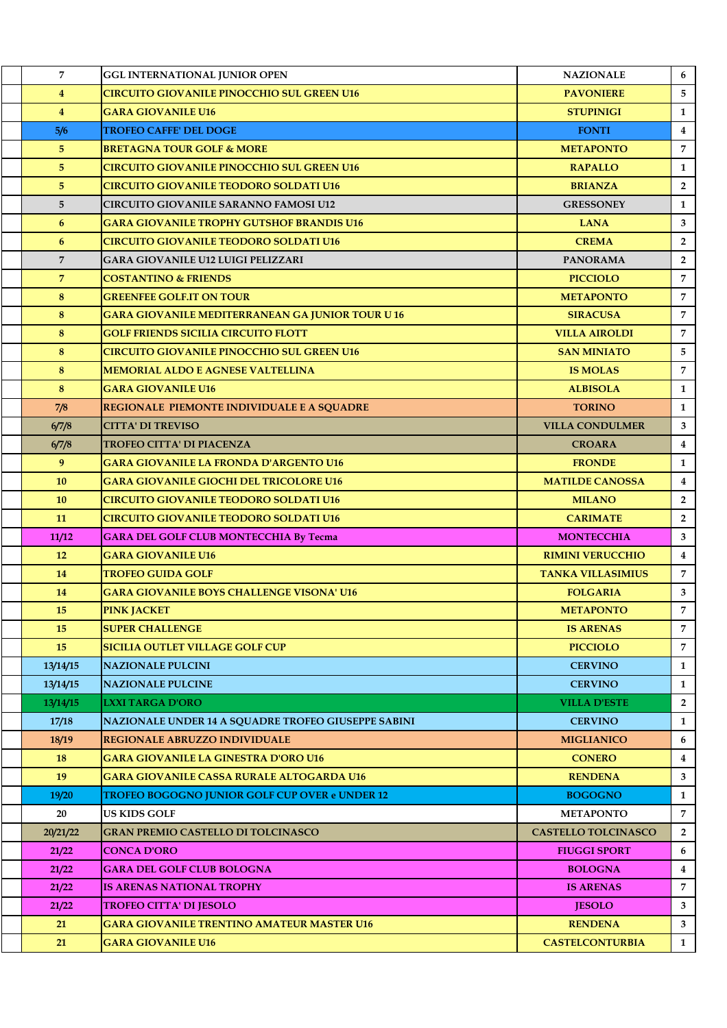| | | | | |
|---|---|---|---|---|
| | 7 | GGL INTERNATIONAL JUNIOR OPEN | NAZIONALE | 6 |
| | 4 | CIRCUITO GIOVANILE PINOCCHIO SUL GREEN U16 | PAVONIERE | 5 |
| | 4 | GARA GIOVANILE U16 | STUPINIGI | 1 |
| | 5/6 | TROFEO CAFFE' DEL DOGE | FONTI | 4 |
| | 5 | BRETAGNA TOUR GOLF & MORE | METAPONTO | 7 |
| | 5 | CIRCUITO GIOVANILE PINOCCHIO SUL GREEN U16 | RAPALLO | 1 |
| | 5 | CIRCUITO GIOVANILE TEODORO SOLDATI U16 | BRIANZA | 2 |
| | 5 | CIRCUITO GIOVANILE SARANNO FAMOSI U12 | GRESSONEY | 1 |
| | 6 | GARA GIOVANILE TROPHY GUTSHOF BRANDIS U16 | LANA | 3 |
| | 6 | CIRCUITO GIOVANILE TEODORO SOLDATI U16 | CREMA | 2 |
| | 7 | GARA GIOVANILE U12 LUIGI PELIZZARI | PANORAMA | 2 |
| | 7 | COSTANTINO & FRIENDS | PICCIOLO | 7 |
| | 8 | GREENFEE GOLF.IT ON TOUR | METAPONTO | 7 |
| | 8 | GARA GIOVANILE MEDITERRANEAN GA JUNIOR TOUR U 16 | SIRACUSA | 7 |
| | 8 | GOLF FRIENDS SICILIA CIRCUITO FLOTT | VILLA AIROLDI | 7 |
| | 8 | CIRCUITO GIOVANILE PINOCCHIO SUL GREEN U16 | SAN MINIATO | 5 |
| | 8 | MEMORIAL ALDO E AGNESE VALTELLINA | IS MOLAS | 7 |
| | 8 | GARA GIOVANILE U16 | ALBISOLA | 1 |
| | 7/8 | REGIONALE PIEMONTE INDIVIDUALE E A SQUADRE | TORINO | 1 |
| | 6/7/8 | CITTA' DI TREVISO | VILLA CONDULMER | 3 |
| | 6/7/8 | TROFEO CITTA' DI PIACENZA | CROARA | 4 |
| | 9 | GARA GIOVANILE LA FRONDA D'ARGENTO U16 | FRONDE | 1 |
| | 10 | GARA GIOVANILE GIOCHI DEL TRICOLORE U16 | MATILDE CANOSSA | 4 |
| | 10 | CIRCUITO GIOVANILE TEODORO SOLDATI U16 | MILANO | 2 |
| | 11 | CIRCUITO GIOVANILE TEODORO SOLDATI U16 | CARIMATE | 2 |
| | 11/12 | GARA DEL GOLF CLUB MONTECCHIA By Tecma | MONTECCHIA | 3 |
| | 12 | GARA GIOVANILE U16 | RIMINI VERUCCHIO | 4 |
| | 14 | TROFEO GUIDA GOLF | TANKA VILLASIMIUS | 7 |
| | 14 | GARA GIOVANILE BOYS CHALLENGE VISONA' U16 | FOLGARIA | 3 |
| | 15 | PINK JACKET | METAPONTO | 7 |
| | 15 | SUPER CHALLENGE | IS ARENAS | 7 |
| | 15 | SICILIA OUTLET VILLAGE GOLF CUP | PICCIOLO | 7 |
| | 13/14/15 | NAZIONALE PULCINI | CERVINO | 1 |
| | 13/14/15 | NAZIONALE PULCINE | CERVINO | 1 |
| | 13/14/15 | LXXI TARGA D'ORO | VILLA D'ESTE | 2 |
| | 17/18 | NAZIONALE UNDER 14 A SQUADRE TROFEO GIUSEPPE SABINI | CERVINO | 1 |
| | 18/19 | REGIONALE ABRUZZO INDIVIDUALE | MIGLIANICO | 6 |
| | 18 | GARA GIOVANILE LA GINESTRA D'ORO U16 | CONERO | 4 |
| | 19 | GARA GIOVANILE CASSA RURALE ALTOGARDA U16 | RENDENA | 3 |
| | 19/20 | TROFEO BOGOGNO JUNIOR GOLF CUP OVER e UNDER 12 | BOGOGNO | 1 |
| | 20 | US KIDS GOLF | METAPONTO | 7 |
| | 20/21/22 | GRAN PREMIO CASTELLO DI TOLCINASCO | CASTELLO TOLCINASCO | 2 |
| | 21/22 | CONCA D'ORO | FIUGGI SPORT | 6 |
| | 21/22 | GARA DEL GOLF CLUB BOLOGNA | BOLOGNA | 4 |
| | 21/22 | IS ARENAS NATIONAL TROPHY | IS ARENAS | 7 |
| | 21/22 | TROFEO CITTA' DI JESOLO | JESOLO | 3 |
| | 21 | GARA GIOVANILE TRENTINO AMATEUR MASTER U16 | RENDENA | 3 |
| | 21 | GARA GIOVANILE U16 | CASTELCONTURBIA | 1 |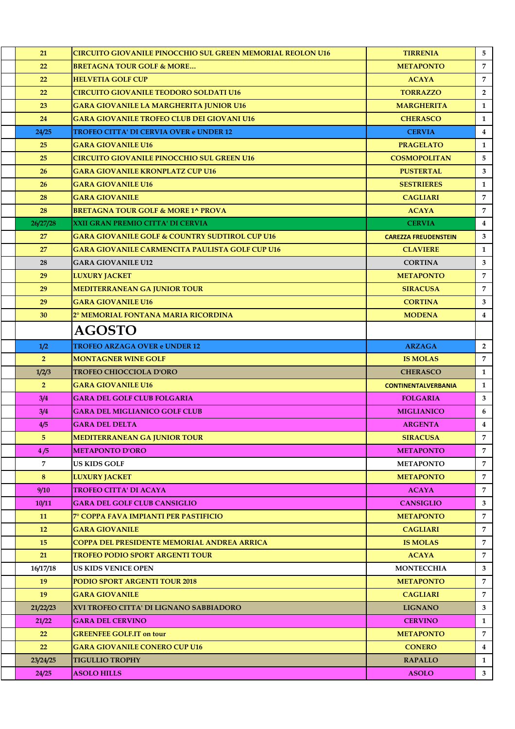| | | | | |
|---|---|---|---|---|
| | 21 | CIRCUITO GIOVANILE PINOCCHIO SUL GREEN MEMORIAL REOLON U16 | TIRRENIA | 5 |
| | 22 | BRETAGNA TOUR GOLF & MORE... | METAPONTO | 7 |
| | 22 | HELVETIA GOLF CUP | ACAYA | 7 |
| | 22 | CIRCUITO GIOVANILE TEODORO SOLDATI U16 | TORRAZZO | 2 |
| | 23 | GARA GIOVANILE LA MARGHERITA JUNIOR U16 | MARGHERITA | 1 |
| | 24 | GARA GIOVANILE TROFEO CLUB DEI GIOVANI U16 | CHERASCO | 1 |
| | 24/25 | TROFEO CITTA' DI CERVIA OVER e UNDER 12 | CERVIA | 4 |
| | 25 | GARA GIOVANILE U16 | PRAGELATO | 1 |
| | 25 | CIRCUITO GIOVANILE PINOCCHIO SUL GREEN U16 | COSMOPOLITAN | 5 |
| | 26 | GARA GIOVANILE KRONPLATZ CUP U16 | PUSTERTAL | 3 |
| | 26 | GARA GIOVANILE U16 | SESTRIERES | 1 |
| | 28 | GARA GIOVANILE | CAGLIARI | 7 |
| | 28 | BRETAGNA TOUR GOLF & MORE 1^ PROVA | ACAYA | 7 |
| | 26/27/28 | XXII GRAN PREMIO CITTA' DI CERVIA | CERVIA | 4 |
| | 27 | GARA GIOVANILE GOLF & COUNTRY SUDTIROL CUP U16 | CAREZZA FREUDENSTEIN | 3 |
| | 27 | GARA GIOVANILE CARMENCITA PAULISTA GOLF CUP U16 | CLAVIERE | 1 |
| | 28 | GARA GIOVANILE U12 | CORTINA | 3 |
| | 29 | LUXURY JACKET | METAPONTO | 7 |
| | 29 | MEDITERRANEAN GA JUNIOR TOUR | SIRACUSA | 7 |
| | 29 | GARA GIOVANILE U16 | CORTINA | 3 |
| | 30 | 2° MEMORIAL FONTANA MARIA RICORDINA | MODENA | 4 |
| | | **AGOSTO** | | |
| | 1/2 | TROFEO ARZAGA OVER e UNDER 12 | ARZAGA | 2 |
| | 2 | MONTAGNER WINE GOLF | IS MOLAS | 7 |
| | 1/2/3 | TROFEO CHIOCCIOLA D'ORO | CHERASCO | 1 |
| | 2 | GARA GIOVANILE U16 | CONTINENTALVERBANIA | 1 |
| | 3/4 | GARA DEL GOLF CLUB FOLGARIA | FOLGARIA | 3 |
| | 3/4 | GARA DEL MIGLIANICO GOLF CLUB | MIGLIANICO | 6 |
| | 4/5 | GARA DEL DELTA | ARGENTA | 4 |
| | 5 | MEDITERRANEAN GA JUNIOR TOUR | SIRACUSA | 7 |
| | 4 /5 | METAPONTO D'ORO | METAPONTO | 7 |
| | 7 | US KIDS GOLF | METAPONTO | 7 |
| | 8 | LUXURY JACKET | METAPONTO | 7 |
| | 9/10 | TROFEO CITTA' DI ACAYA | ACAYA | 7 |
| | 10/11 | GARA DEL GOLF CLUB CANSIGLIO | CANSIGLIO | 3 |
| | 11 | 7° COPPA FAVA IMPIANTI PER PASTIFICIO | METAPONTO | 7 |
| | 12 | GARA GIOVANILE | CAGLIARI | 7 |
| | 15 | COPPA DEL PRESIDENTE MEMORIAL ANDREA ARRICA | IS MOLAS | 7 |
| | 21 | TROFEO PODIO SPORT ARGENTI TOUR | ACAYA | 7 |
| | 16/17/18 | US KIDS VENICE OPEN | MONTECCHIA | 3 |
| | 19 | PODIO SPORT ARGENTI TOUR 2018 | METAPONTO | 7 |
| | 19 | GARA GIOVANILE | CAGLIARI | 7 |
| | 21/22/23 | XVI TROFEO CITTA' DI LIGNANO SABBIADORO | LIGNANO | 3 |
| | 21/22 | GARA DEL CERVINO | CERVINO | 1 |
| | 22 | GREENFEE GOLF.IT on tour | METAPONTO | 7 |
| | 22 | GARA GIOVANILE CONERO CUP U16 | CONERO | 4 |
| | 23/24/25 | TIGULLIO TROPHY | RAPALLO | 1 |
| | 24/25 | ASOLO HILLS | ASOLO | 3 |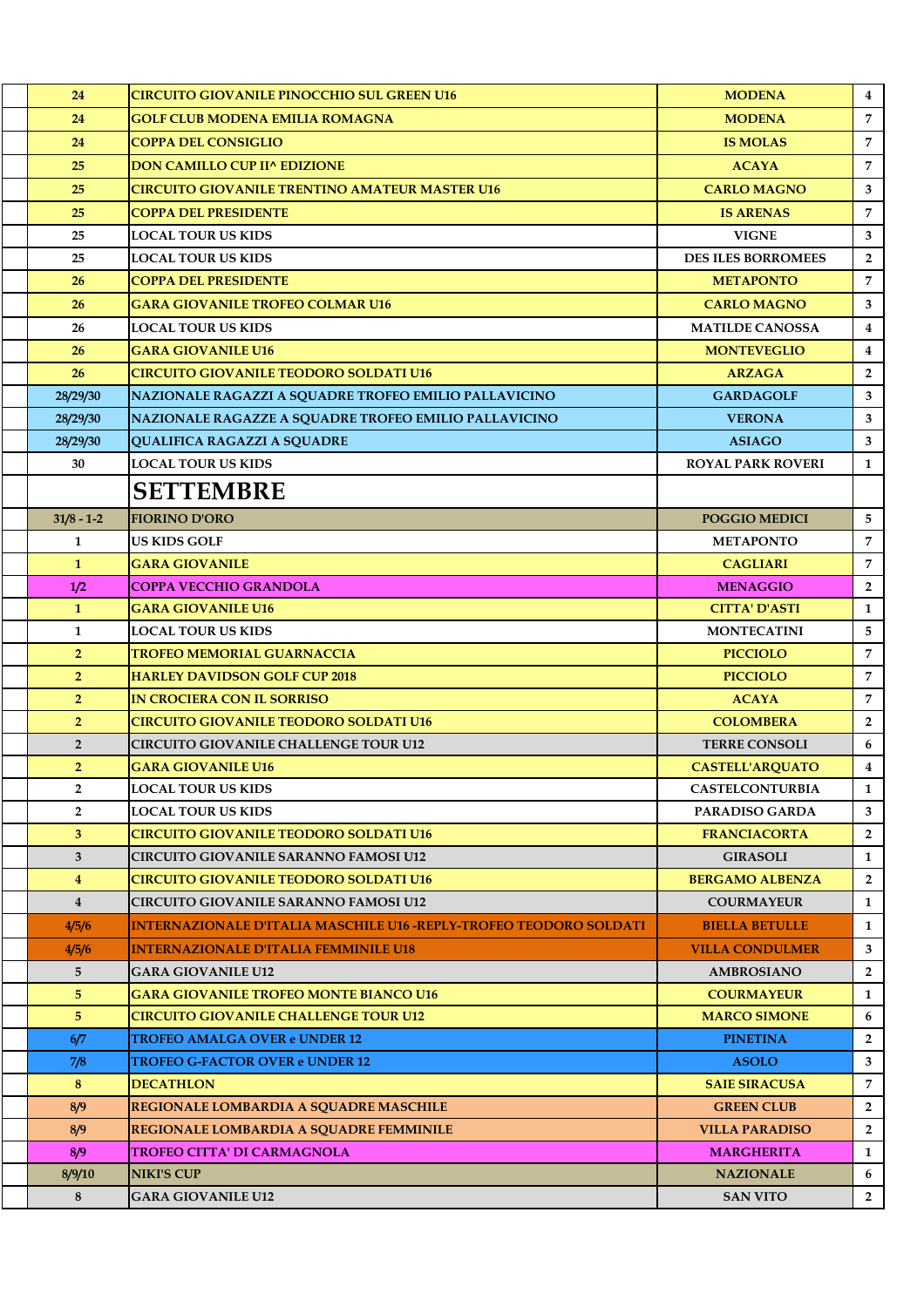| | | | | |
|---|---|---|---|---|
| | 24 | CIRCUITO GIOVANILE PINOCCHIO SUL GREEN U16 | MODENA | 4 |
| | 24 | GOLF CLUB MODENA EMILIA ROMAGNA | MODENA | 7 |
| | 24 | COPPA DEL CONSIGLIO | IS MOLAS | 7 |
| | 25 | DON CAMILLO CUP II^ EDIZIONE | ACAYA | 7 |
| | 25 | CIRCUITO GIOVANILE TRENTINO AMATEUR MASTER U16 | CARLO MAGNO | 3 |
| | 25 | COPPA DEL PRESIDENTE | IS ARENAS | 7 |
| | 25 | LOCAL TOUR US KIDS | VIGNE | 3 |
| | 25 | LOCAL TOUR US KIDS | DES ILES BORROMEES | 2 |
| | 26 | COPPA DEL PRESIDENTE | METAPONTO | 7 |
| | 26 | GARA GIOVANILE TROFEO COLMAR U16 | CARLO MAGNO | 3 |
| | 26 | LOCAL TOUR US KIDS | MATILDE CANOSSA | 4 |
| | 26 | GARA GIOVANILE U16 | MONTEVEGLIO | 4 |
| | 26 | CIRCUITO GIOVANILE TEODORO SOLDATI U16 | ARZAGA | 2 |
| | 28/29/30 | NAZIONALE RAGAZZI A SQUADRE TROFEO EMILIO PALLAVICINO | GARDAGOLF | 3 |
| | 28/29/30 | NAZIONALE RAGAZZE A SQUADRE TROFEO EMILIO PALLAVICINO | VERONA | 3 |
| | 28/29/30 | QUALIFICA RAGAZZI A SQUADRE | ASIAGO | 3 |
| | 30 | LOCAL TOUR US KIDS | ROYAL PARK ROVERI | 1 |
| | | **SETTEMBRE** | | |
| | 31/8 - 1-2 | FIORINO D'ORO | POGGIO MEDICI | 5 |
| | 1 | US KIDS GOLF | METAPONTO | 7 |
| | 1 | GARA GIOVANILE | CAGLIARI | 7 |
| | 1/2 | COPPA VECCHIO GRANDOLA | MENAGGIO | 2 |
| | 1 | GARA GIOVANILE U16 | CITTA' D'ASTI | 1 |
| | 1 | LOCAL TOUR US KIDS | MONTECATINI | 5 |
| | 2 | TROFEO MEMORIAL GUARNACCIA | PICCIOLO | 7 |
| | 2 | HARLEY DAVIDSON GOLF CUP 2018 | PICCIOLO | 7 |
| | 2 | IN CROCIERA CON IL SORRISO | ACAYA | 7 |
| | 2 | CIRCUITO GIOVANILE TEODORO SOLDATI U16 | COLOMBERA | 2 |
| | 2 | CIRCUITO GIOVANILE CHALLENGE TOUR U12 | TERRE CONSOLI | 6 |
| | 2 | GARA GIOVANILE U16 | CASTELL'ARQUATO | 4 |
| | 2 | LOCAL TOUR US KIDS | CASTELCONTURBIA | 1 |
| | 2 | LOCAL TOUR US KIDS | PARADISO GARDA | 3 |
| | 3 | CIRCUITO GIOVANILE TEODORO SOLDATI U16 | FRANCIACORTA | 2 |
| | 3 | CIRCUITO GIOVANILE SARANNO FAMOSI U12 | GIRASOLI | 1 |
| | 4 | CIRCUITO GIOVANILE TEODORO SOLDATI U16 | BERGAMO ALBENZA | 2 |
| | 4 | CIRCUITO GIOVANILE SARANNO FAMOSI U12 | COURMAYEUR | 1 |
| | 4/5/6 | INTERNAZIONALE D'ITALIA MASCHILE U16 -REPLY-TROFEO TEODORO SOLDATI | BIELLA BETULLE | 1 |
| | 4/5/6 | INTERNAZIONALE D'ITALIA FEMMINILE U18 | VILLA CONDULMER | 3 |
| | 5 | GARA GIOVANILE U12 | AMBROSIANO | 2 |
| | 5 | GARA GIOVANILE TROFEO MONTE BIANCO U16 | COURMAYEUR | 1 |
| | 5 | CIRCUITO GIOVANILE CHALLENGE TOUR U12 | MARCO SIMONE | 6 |
| | 6/7 | TROFEO AMALGA OVER e UNDER 12 | PINETINA | 2 |
| | 7/8 | TROFEO G-FACTOR OVER e UNDER 12 | ASOLO | 3 |
| | 8 | DECATHLON | SAIE SIRACUSA | 7 |
| | 8/9 | REGIONALE LOMBARDIA A SQUADRE MASCHILE | GREEN CLUB | 2 |
| | 8/9 | REGIONALE LOMBARDIA A SQUADRE FEMMINILE | VILLA PARADISO | 2 |
| | 8/9 | TROFEO CITTA' DI CARMAGNOLA | MARGHERITA | 1 |
| | 8/9/10 | NIKI'S CUP | NAZIONALE | 6 |
| | 8 | GARA GIOVANILE U12 | SAN VITO | 2 |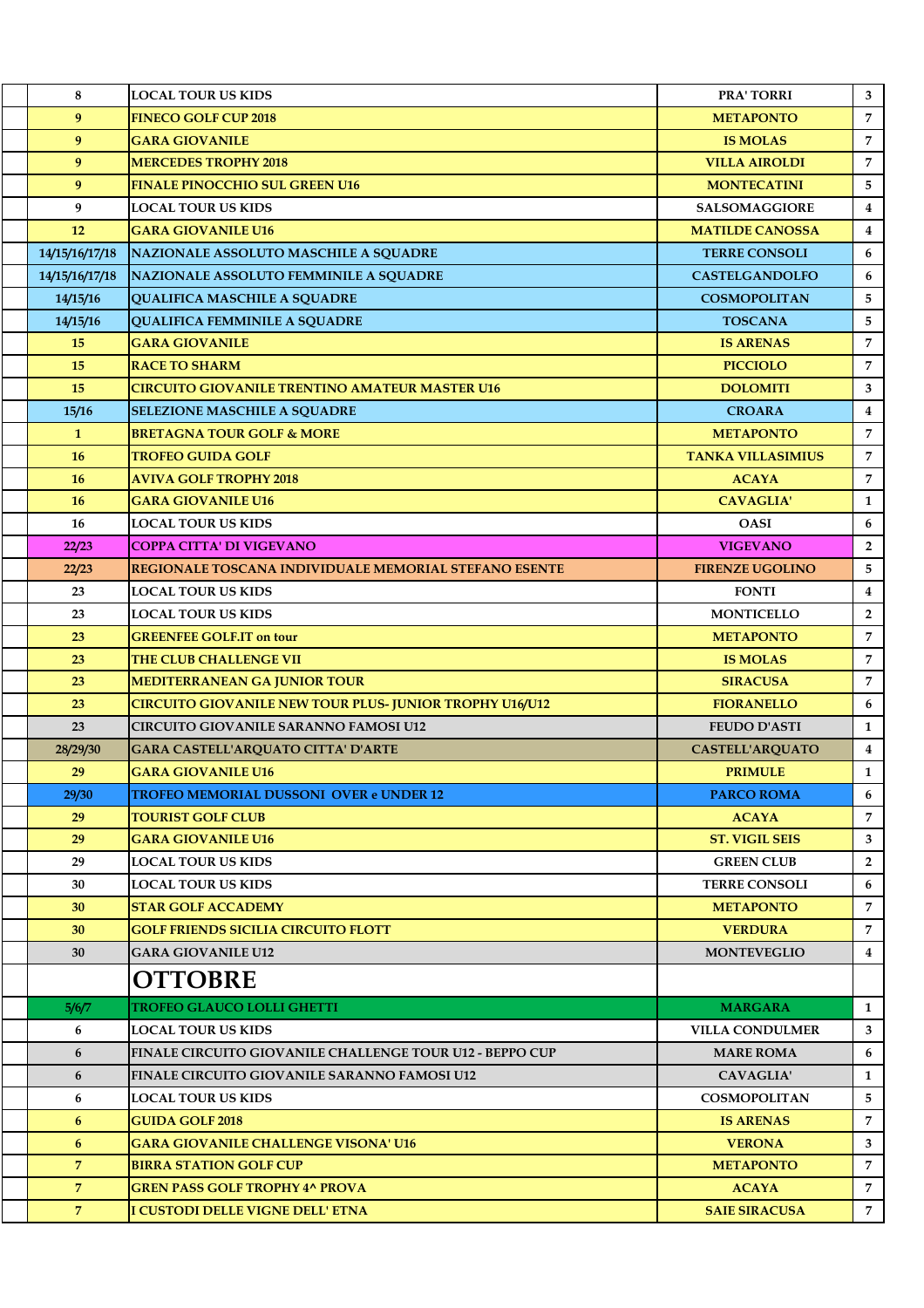| | | | | |
|---|---|---|---|---|
| | 8 | LOCAL TOUR US KIDS | PRA' TORRI | 3 |
| | 9 | FINECO GOLF CUP 2018 | METAPONTO | 7 |
| | 9 | GARA GIOVANILE | IS MOLAS | 7 |
| | 9 | MERCEDES TROPHY 2018 | VILLA AIROLDI | 7 |
| | 9 | FINALE PINOCCHIO SUL GREEN U16 | MONTECATINI | 5 |
| | 9 | LOCAL TOUR US KIDS | SALSOMAGGIORE | 4 |
| | 12 | GARA GIOVANILE U16 | MATILDE CANOSSA | 4 |
| | 14/15/16/17/18 | NAZIONALE ASSOLUTO MASCHILE A SQUADRE | TERRE CONSOLI | 6 |
| | 14/15/16/17/18 | NAZIONALE ASSOLUTO FEMMINILE A SQUADRE | CASTELGANDOLFO | 6 |
| | 14/15/16 | QUALIFICA MASCHILE A SQUADRE | COSMOPOLITAN | 5 |
| | 14/15/16 | QUALIFICA FEMMINILE A SQUADRE | TOSCANA | 5 |
| | 15 | GARA GIOVANILE | IS ARENAS | 7 |
| | 15 | RACE TO SHARM | PICCIOLO | 7 |
| | 15 | CIRCUITO GIOVANILE TRENTINO AMATEUR MASTER U16 | DOLOMITI | 3 |
| | 15/16 | SELEZIONE MASCHILE A SQUADRE | CROARA | 4 |
| | 1 | BRETAGNA TOUR GOLF & MORE | METAPONTO | 7 |
| | 16 | TROFEO GUIDA GOLF | TANKA VILLASIMIUS | 7 |
| | 16 | AVIVA GOLF TROPHY 2018 | ACAYA | 7 |
| | 16 | GARA GIOVANILE U16 | CAVAGLIA' | 1 |
| | 16 | LOCAL TOUR US KIDS | OASI | 6 |
| | 22/23 | COPPA CITTA' DI VIGEVANO | VIGEVANO | 2 |
| | 22/23 | REGIONALE TOSCANA INDIVIDUALE MEMORIAL STEFANO ESENTE | FIRENZE UGOLINO | 5 |
| | 23 | LOCAL TOUR US KIDS | FONTI | 4 |
| | 23 | LOCAL TOUR US KIDS | MONTICELLO | 2 |
| | 23 | GREENFEE GOLF.IT on tour | METAPONTO | 7 |
| | 23 | THE CLUB CHALLENGE VII | IS MOLAS | 7 |
| | 23 | MEDITERRANEAN GA JUNIOR TOUR | SIRACUSA | 7 |
| | 23 | CIRCUITO GIOVANILE NEW TOUR PLUS- JUNIOR TROPHY U16/U12 | FIORANELLO | 6 |
| | 23 | CIRCUITO GIOVANILE SARANNO FAMOSI U12 | FEUDO D'ASTI | 1 |
| | 28/29/30 | GARA CASTELL'ARQUATO CITTA' D'ARTE | CASTELL'ARQUATO | 4 |
| | 29 | GARA GIOVANILE U16 | PRIMULE | 1 |
| | 29/30 | TROFEO MEMORIAL DUSSONI OVER e UNDER 12 | PARCO ROMA | 6 |
| | 29 | TOURIST GOLF CLUB | ACAYA | 7 |
| | 29 | GARA GIOVANILE U16 | ST. VIGIL SEIS | 3 |
| | 29 | LOCAL TOUR US KIDS | GREEN CLUB | 2 |
| | 30 | LOCAL TOUR US KIDS | TERRE CONSOLI | 6 |
| | 30 | STAR GOLF ACCADEMY | METAPONTO | 7 |
| | 30 | GOLF FRIENDS SICILIA CIRCUITO FLOTT | VERDURA | 7 |
| | 30 | GARA GIOVANILE U12 | MONTEVEGLIO | 4 |
| | | **OTTOBRE** | | |
| | 5/6/7 | TROFEO GLAUCO LOLLI GHETTI | MARGARA | 1 |
| | 6 | LOCAL TOUR US KIDS | VILLA CONDULMER | 3 |
| | 6 | FINALE CIRCUITO GIOVANILE CHALLENGE TOUR U12 - BEPPO CUP | MARE ROMA | 6 |
| | 6 | FINALE CIRCUITO GIOVANILE SARANNO FAMOSI U12 | CAVAGLIA' | 1 |
| | 6 | LOCAL TOUR US KIDS | COSMOPOLITAN | 5 |
| | 6 | GUIDA GOLF 2018 | IS ARENAS | 7 |
| | 6 | GARA GIOVANILE CHALLENGE VISONA' U16 | VERONA | 3 |
| | 7 | BIRRA STATION GOLF CUP | METAPONTO | 7 |
| | 7 | GREN PASS GOLF TROPHY 4^ PROVA | ACAYA | 7 |
| | 7 | I CUSTODI DELLE VIGNE DELL' ETNA | SAIE SIRACUSA | 7 |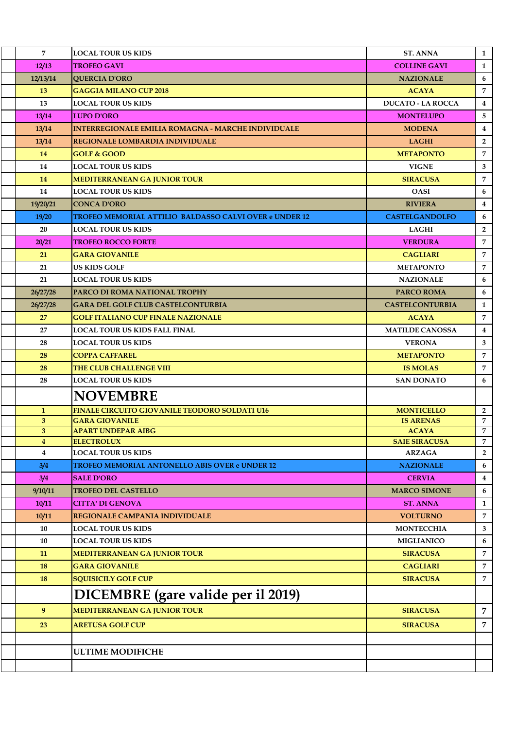| | | | | |
|---|---|---|---|---|
| | 7 | LOCAL TOUR US KIDS | ST. ANNA | 1 |
| | 12/13 | TROFEO GAVI | COLLINE GAVI | 1 |
| | 12/13/14 | QUERCIA D'ORO | NAZIONALE | 6 |
| | 13 | GAGGIA MILANO CUP 2018 | ACAYA | 7 |
| | 13 | LOCAL TOUR US KIDS | DUCATO - LA ROCCA | 4 |
| | 13/14 | LUPO D'ORO | MONTELUPO | 5 |
| | 13/14 | INTERREGIONALE EMILIA ROMAGNA - MARCHE INDIVIDUALE | MODENA | 4 |
| | 13/14 | REGIONALE LOMBARDIA INDIVIDUALE | LAGHI | 2 |
| | 14 | GOLF & GOOD | METAPONTO | 7 |
| | 14 | LOCAL TOUR US KIDS | VIGNE | 3 |
| | 14 | MEDITERRANEAN GA JUNIOR TOUR | SIRACUSA | 7 |
| | 14 | LOCAL TOUR US KIDS | OASI | 6 |
| | 19/20/21 | CONCA D'ORO | RIVIERA | 4 |
| | 19/20 | TROFEO MEMORIAL ATTILIO BALDASSO CALVI OVER e UNDER 12 | CASTELGANDOLFO | 6 |
| | 20 | LOCAL TOUR US KIDS | LAGHI | 2 |
| | 20/21 | TROFEO ROCCO FORTE | VERDURA | 7 |
| | 21 | GARA GIOVANILE | CAGLIARI | 7 |
| | 21 | US KIDS GOLF | METAPONTO | 7 |
| | 21 | LOCAL TOUR US KIDS | NAZIONALE | 6 |
| | 26/27/28 | PARCO DI ROMA NATIONAL TROPHY | PARCO ROMA | 6 |
| | 26/27/28 | GARA DEL GOLF CLUB CASTELCONTURBIA | CASTELCONTURBIA | 1 |
| | 27 | GOLF ITALIANO CUP FINALE NAZIONALE | ACAYA | 7 |
| | 27 | LOCAL TOUR US KIDS FALL FINAL | MATILDE CANOSSA | 4 |
| | 28 | LOCAL TOUR US KIDS | VERONA | 3 |
| | 28 | COPPA CAFFAREL | METAPONTO | 7 |
| | 28 | THE CLUB CHALLENGE VIII | IS MOLAS | 7 |
| | 28 | LOCAL TOUR US KIDS | SAN DONATO | 6 |
| | | **NOVEMBRE** | | |
| | 1 | FINALE CIRCUITO GIOVANILE TEODORO SOLDATI U16 | MONTICELLO | 2 |
| | 3 | GARA GIOVANILE | IS ARENAS | 7 |
| | 3 | APART UNDEPAR AIBG | ACAYA | 7 |
| | 4 | ELECTROLUX | SAIE SIRACUSA | 7 |
| | 4 | LOCAL TOUR US KIDS | ARZAGA | 2 |
| | 3/4 | TROFEO MEMORIAL ANTONELLO ABIS OVER e UNDER 12 | NAZIONALE | 6 |
| | 3/4 | SALE D'ORO | CERVIA | 4 |
| | 9/10/11 | TROFEO DEL CASTELLO | MARCO SIMONE | 6 |
| | 10/11 | CITTA' DI GENOVA | ST. ANNA | 1 |
| | 10/11 | REGIONALE CAMPANIA INDIVIDUALE | VOLTURNO | 7 |
| | 10 | LOCAL TOUR US KIDS | MONTECCHIA | 3 |
| | 10 | LOCAL TOUR US KIDS | MIGLIANICO | 6 |
| | 11 | MEDITERRANEAN GA JUNIOR TOUR | SIRACUSA | 7 |
| | 18 | GARA GIOVANILE | CAGLIARI | 7 |
| | 18 | SQUISICILY GOLF CUP | SIRACUSA | 7 |
| | | **DICEMBRE (gare valide per il 2019)** | | |
| | 9 | MEDITERRANEAN GA JUNIOR TOUR | SIRACUSA | 7 |
| | 23 | ARETUSA GOLF CUP | SIRACUSA | 7 |
| | | | | |
| | | ULTIME MODIFICHE | | |
| | | | | |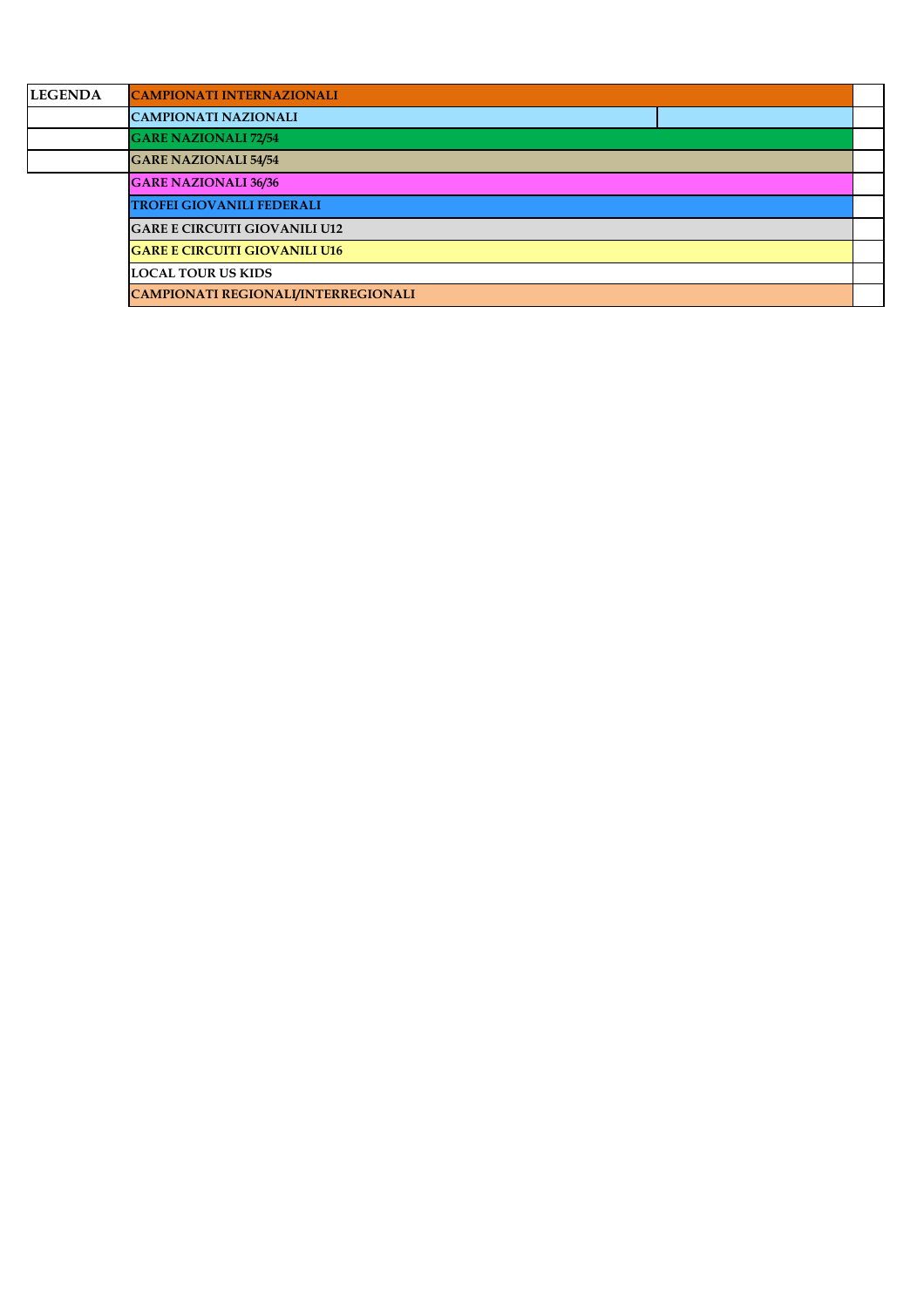| | | |
|---|---|---|
| LEGENDA | CAMPIONATI INTERNAZIONALI | |
| | CAMPIONATI NAZIONALI | |
| | GARE NAZIONALI 72/54 | |
| | GARE NAZIONALI 54/54 | |
| | GARE NAZIONALI 36/36 | |
| | TROFEI GIOVANILI FEDERALI | |
| | GARE E CIRCUITI GIOVANILI U12 | |
| | GARE E CIRCUITI GIOVANILI U16 | |
| | LOCAL TOUR US KIDS | |
| | CAMPIONATI REGIONALI/INTERREGIONALI | |